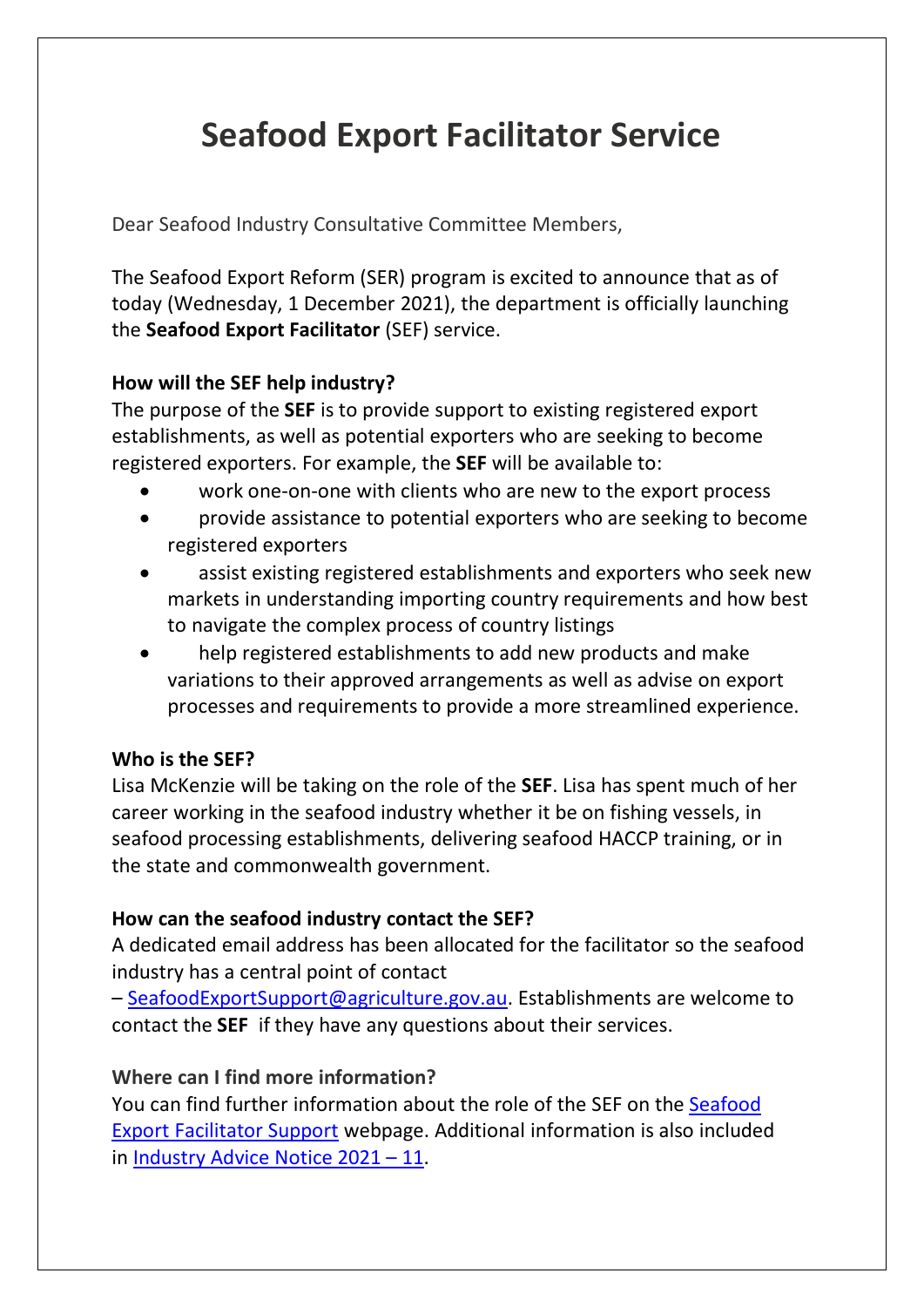# Seafood Export Facilitator Service

Dear Seafood Industry Consultative Committee Members,

The Seafood Export Reform (SER) program is excited to announce that as of today (Wednesday, 1 December 2021), the department is officially launching the **Seafood Export Facilitator** (SEF) service.

**How will the SEF help industry?**

The purpose of the **SEF** is to provide support to existing registered export establishments, as well as potential exporters who are seeking to become registered exporters. For example, the **SEF** will be available to:

- work one-on-one with clients who are new to the export process
- provide assistance to potential exporters who are seeking to become registered exporters
- assist existing registered establishments and exporters who seek new markets in understanding importing country requirements and how best to navigate the complex process of country listings
- help registered establishments to add new products and make variations to their approved arrangements as well as advise on export processes and requirements to provide a more streamlined experience.

**Who is the SEF?**

Lisa McKenzie will be taking on the role of the **SEF**. Lisa has spent much of her career working in the seafood industry whether it be on fishing vessels, in seafood processing establishments, delivering seafood HACCP training, or in the state and commonwealth government.

**How can the seafood industry contact the SEF?**

A dedicated email address has been allocated for the facilitator so the seafood industry has a central point of contact – SeafoodExportSupport@agriculture.gov.au. Establishments are welcome to contact the **SEF** if they have any questions about their services.

**Where can I find more information?**

You can find further information about the role of the SEF on the Seafood Export Facilitator Support webpage. Additional information is also included in Industry Advice Notice 2021 – 11.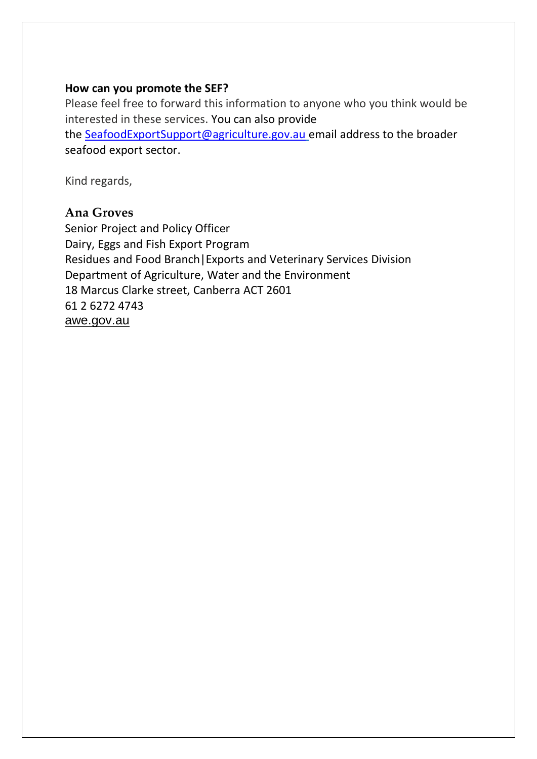**How can you promote the SEF?**

Please feel free to forward this information to anyone who you think would be interested in these services. You can also provide the SeafoodExportSupport@agriculture.gov.au email address to the broader seafood export sector.

Kind regards,

**Ana Groves**
Senior Project and Policy Officer
Dairy, Eggs and Fish Export Program
Residues and Food Branch|Exports and Veterinary Services Division
Department of Agriculture, Water and the Environment
18 Marcus Clarke street, Canberra ACT 2601
61 2 6272 4743
awe.gov.au